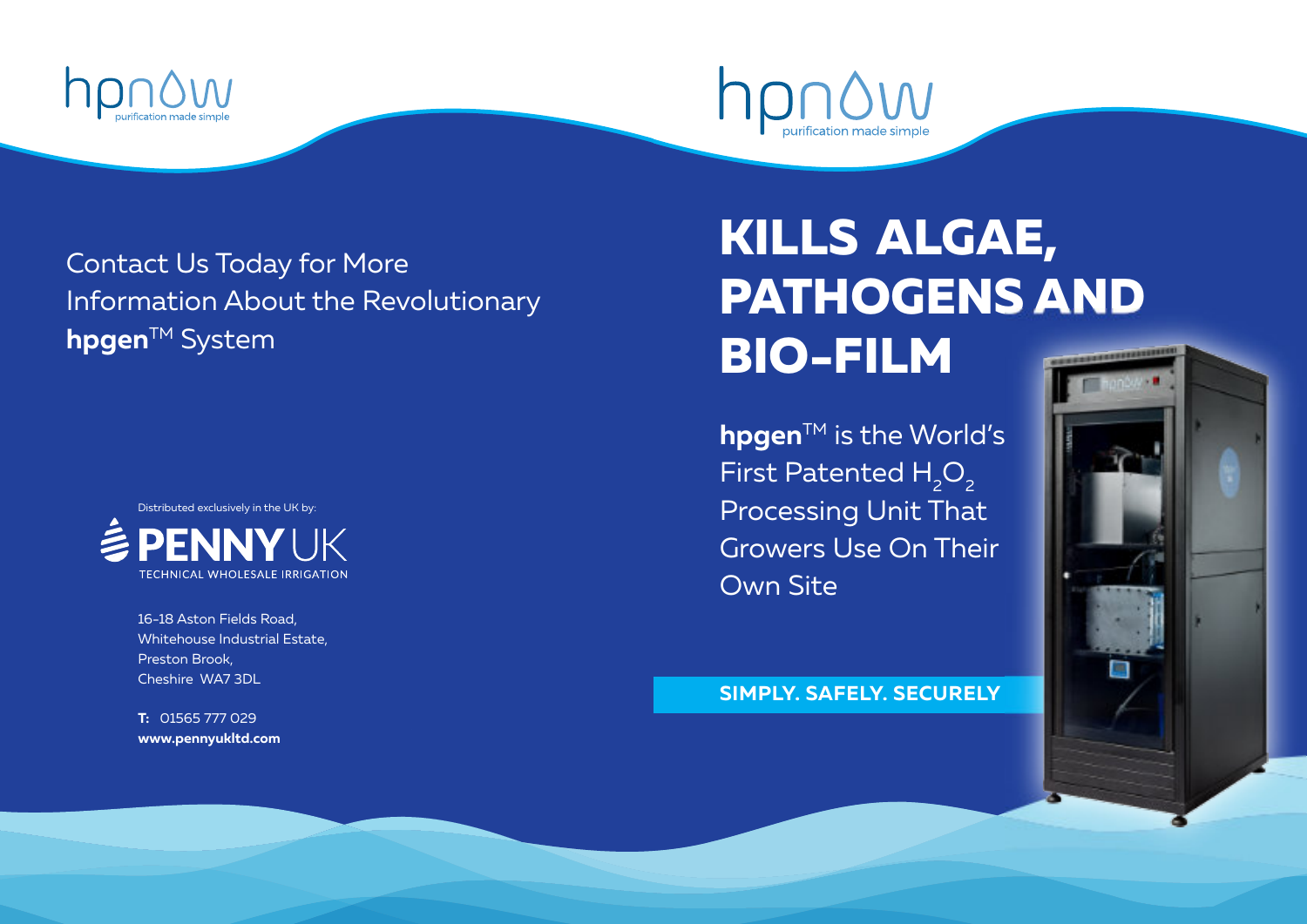hpnow
purification made simple

Contact Us Today for More Information About the Revolutionary **hpgen**™ System

Distributed exclusively in the UK by:

**PENNY** UK
TECHNICAL WHOLESALE IRRIGATION

16-18 Aston Fields Road,
Whitehouse Industrial Estate,
Preston Brook,
Cheshire WA7 3DL

**T:** 01565 777 029
**www.pennyukltd.com**

hpnow
purification made simple

# KILLS ALGAE, PATHOGENS AND BIO-FILM

**hpgen**™ is the World's First Patented $H_2O_2$ Processing Unit That Growers Use On Their Own Site

**SIMPLY. SAFELY. SECURELY**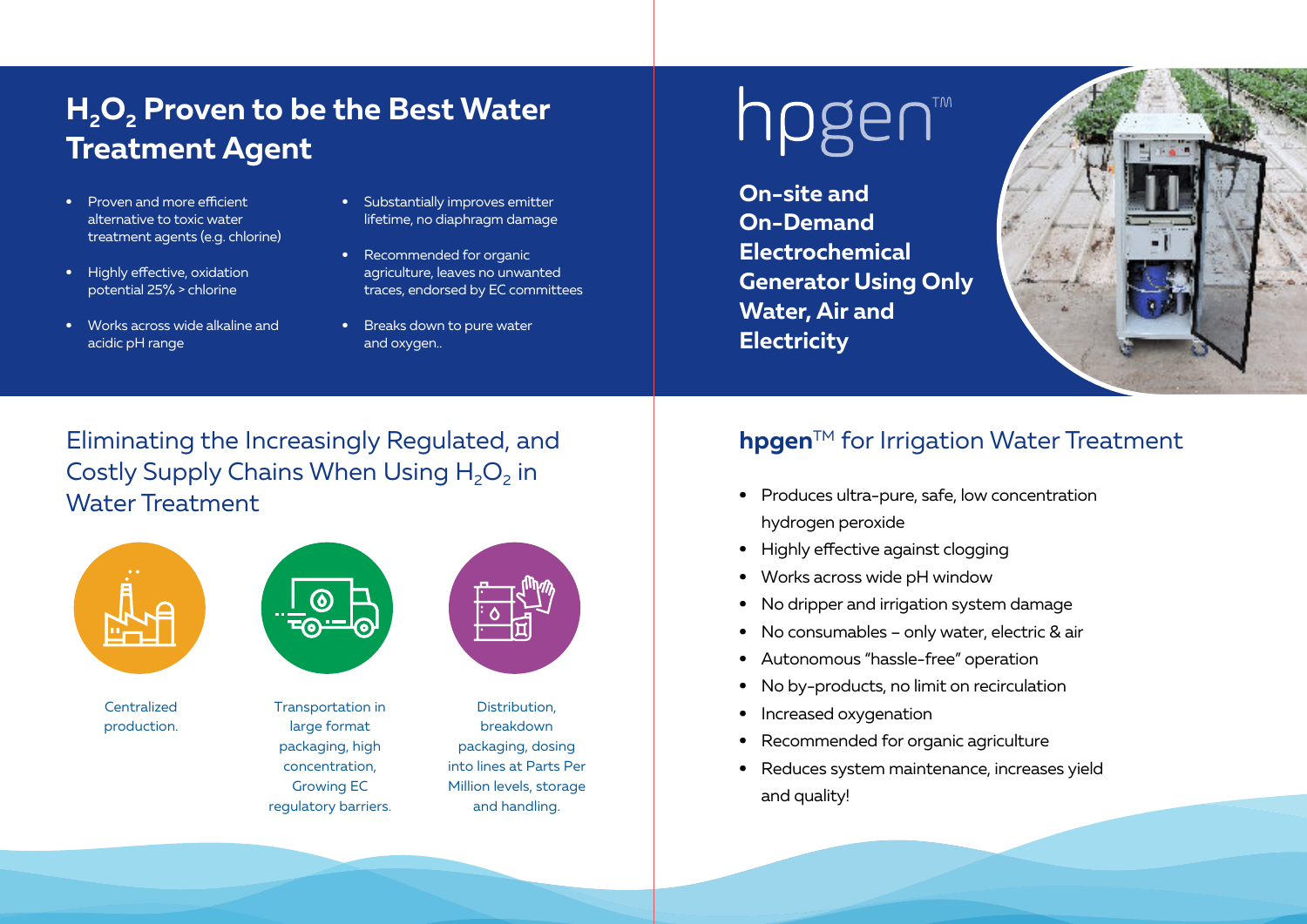# $H_2O_2$ Proven to be the Best Water Treatment Agent

- Proven and more efficient alternative to toxic water treatment agents (e.g. chlorine)
- Highly effective, oxidation potential 25% > chlorine
- Works across wide alkaline and acidic pH range
- Substantially improves emitter lifetime, no diaphragm damage
- Recommended for organic agriculture, leaves no unwanted traces, endorsed by EC committees
- Breaks down to pure water and oxygen..

## Eliminating the Increasingly Regulated, and Costly Supply Chains When Using $H_2O_2$ in Water Treatment

Centralized production.

Transportation in large format packaging, high concentration, Growing EC regulatory barriers.

Distribution, breakdown packaging, dosing into lines at Parts Per Million levels, storage and handling.

# hpgen™

**On-site and On-Demand Electrochemical Generator Using Only Water, Air and Electricity**

## **hpgen**™ for Irrigation Water Treatment

- Produces ultra-pure, safe, low concentration hydrogen peroxide
- Highly effective against clogging
- Works across wide pH window
- No dripper and irrigation system damage
- No consumables – only water, electric & air
- Autonomous "hassle-free" operation
- No by-products, no limit on recirculation
- Increased oxygenation
- Recommended for organic agriculture
- Reduces system maintenance, increases yield and quality!